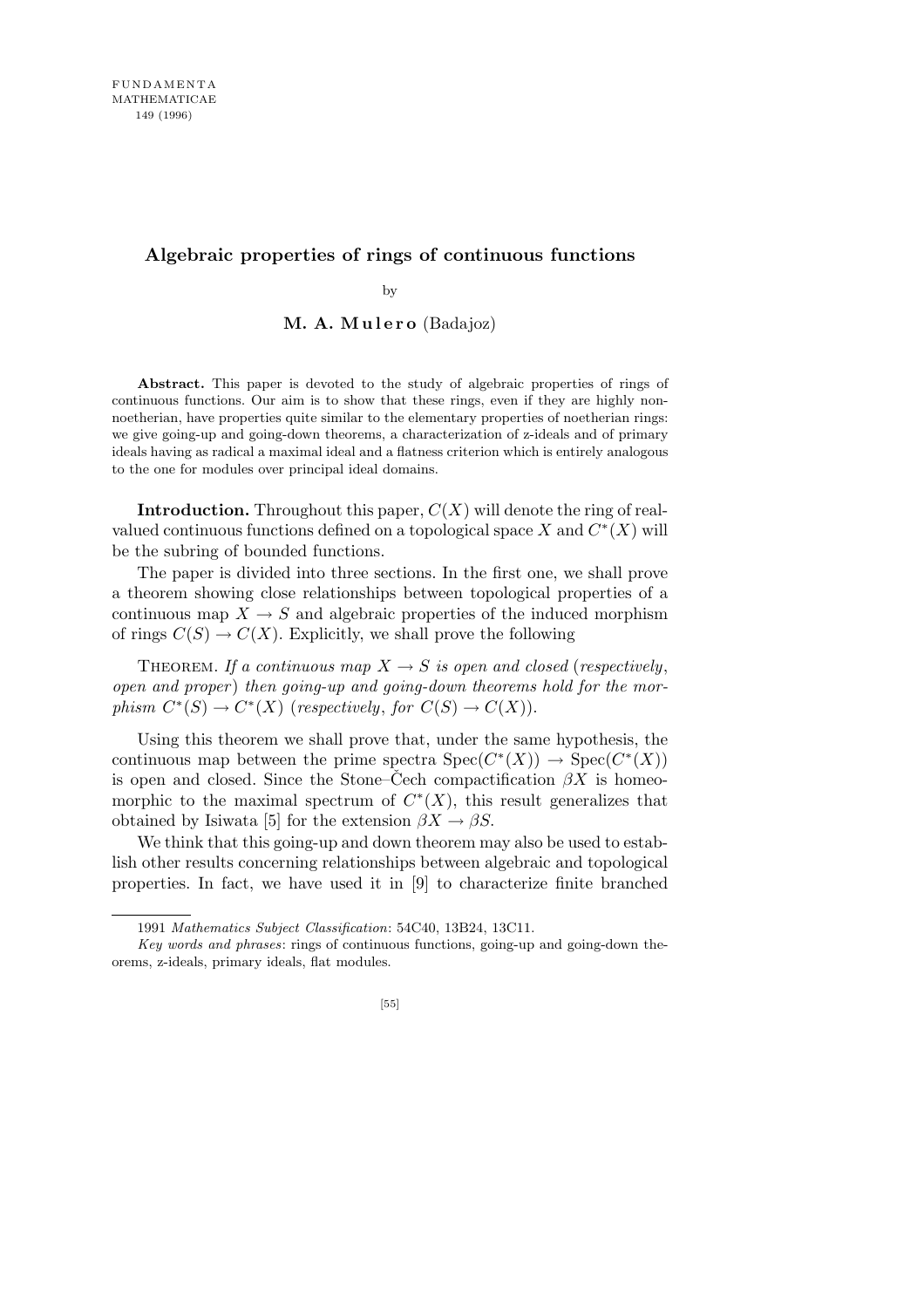# Algebraic properties of rings of continuous functions

by

**M. A. Mulero** (Badajoz)

**Abstract.** This paper is devoted to the study of algebraic properties of rings of continuous functions. Our aim is to show that these rings, even if they are highly non-noetherian, have properties quite similar to the elementary properties of noetherian rings: we give going-up and going-down theorems, a characterization of z-ideals and of primary ideals having as radical a maximal ideal and a flatness criterion which is entirely analogous to the one for modules over principal ideal domains.

**Introduction.** Throughout this paper, $C(X)$ will denote the ring of real-valued continuous functions defined on a topological space $X$ and $C^*(X)$ will be the subring of bounded functions.

The paper is divided into three sections. In the first one, we shall prove a theorem showing close relationships between topological properties of a continuous map $X \to S$ and algebraic properties of the induced morphism of rings $C(S) \to C(X)$. Explicitly, we shall prove the following

Theorem. *If a continuous map $X \to S$ is open and closed* (*respectively, open and proper*) *then going-up and going-down theorems hold for the morphism $C^*(S) \to C^*(X)$* (*respectively, for $C(S) \to C(X)$*).

Using this theorem we shall prove that, under the same hypothesis, the continuous map between the prime spectra $\mathrm{Spec}(C^*(X)) \to \mathrm{Spec}(C^*(X))$ is open and closed. Since the Stone–Čech compactification $\beta X$ is homeomorphic to the maximal spectrum of $C^*(X)$, this result generalizes that obtained by Isiwata [5] for the extension $\beta X \to \beta S$.

We think that this going-up and down theorem may also be used to establish other results concerning relationships between algebraic and topological properties. In fact, we have used it in [9] to characterize finite branched

---

1991 *Mathematics Subject Classification*: 54C40, 13B24, 13C11.

*Key words and phrases*: rings of continuous functions, going-up and going-down theorems, z-ideals, primary ideals, flat modules.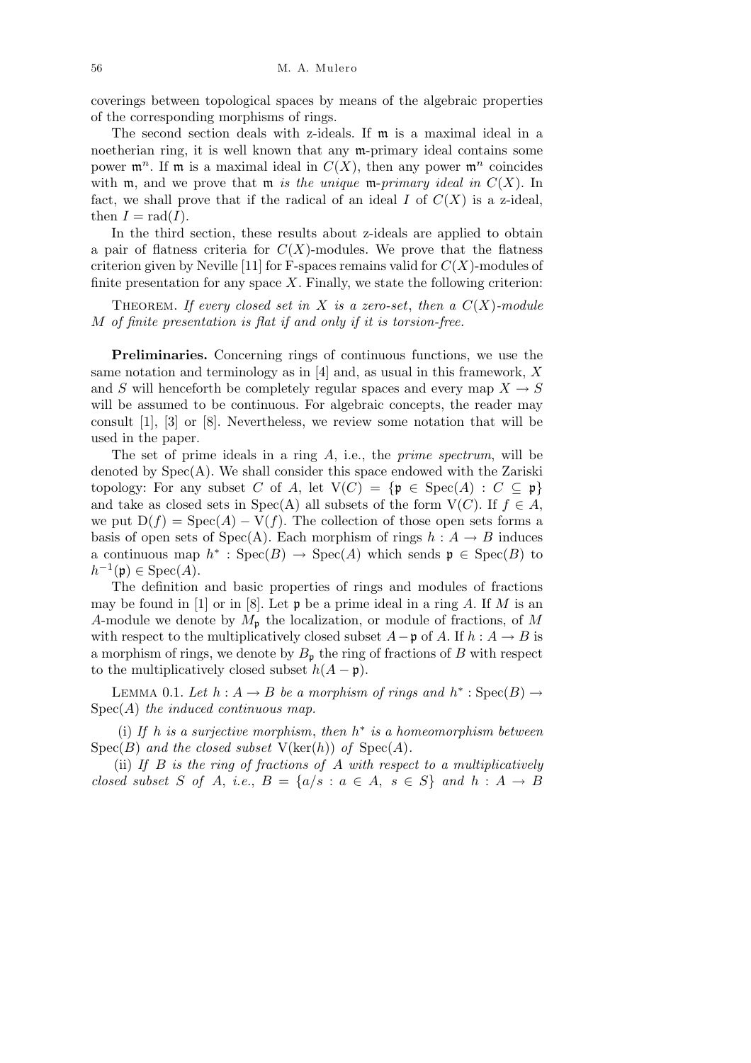coverings between topological spaces by means of the algebraic properties of the corresponding morphisms of rings.

The second section deals with z-ideals. If $\mathfrak{m}$ is a maximal ideal in a noetherian ring, it is well known that any $\mathfrak{m}$-primary ideal contains some power $\mathfrak{m}^n$. If $\mathfrak{m}$ is a maximal ideal in $C(X)$, then any power $\mathfrak{m}^n$ coincides with $\mathfrak{m}$, and we prove that $\mathfrak{m}$ *is the unique* $\mathfrak{m}$*-primary ideal in* $C(X)$. In fact, we shall prove that if the radical of an ideal $I$ of $C(X)$ is a z-ideal, then $I = \mathrm{rad}(I)$.

In the third section, these results about z-ideals are applied to obtain a pair of flatness criteria for $C(X)$-modules. We prove that the flatness criterion given by Neville [11] for F-spaces remains valid for $C(X)$-modules of finite presentation for any space $X$. Finally, we state the following criterion:

Theorem. *If every closed set in $X$ is a zero-set, then a $C(X)$-module $M$ of finite presentation is flat if and only if it is torsion-free.*

**Preliminaries.** Concerning rings of continuous functions, we use the same notation and terminology as in [4] and, as usual in this framework, $X$ and $S$ will henceforth be completely regular spaces and every map $X \to S$ will be assumed to be continuous. For algebraic concepts, the reader may consult [1], [3] or [8]. Nevertheless, we review some notation that will be used in the paper.

The set of prime ideals in a ring $A$, i.e., the *prime spectrum*, will be denoted by Spec(A). We shall consider this space endowed with the Zariski topology: For any subset $C$ of $A$, let $\mathrm{V}(C) = \{\mathfrak{p} \in \mathrm{Spec}(A) : C \subseteq \mathfrak{p}\}$ and take as closed sets in Spec(A) all subsets of the form $\mathrm{V}(C)$. If $f \in A$, we put $\mathrm{D}(f) = \mathrm{Spec}(A) - \mathrm{V}(f)$. The collection of those open sets forms a basis of open sets of Spec(A). Each morphism of rings $h : A \to B$ induces a continuous map $h^* : \mathrm{Spec}(B) \to \mathrm{Spec}(A)$ which sends $\mathfrak{p} \in \mathrm{Spec}(B)$ to $h^{-1}(\mathfrak{p}) \in \mathrm{Spec}(A)$.

The definition and basic properties of rings and modules of fractions may be found in [1] or in [8]. Let $\mathfrak{p}$ be a prime ideal in a ring $A$. If $M$ is an $A$-module we denote by $M_{\mathfrak{p}}$ the localization, or module of fractions, of $M$ with respect to the multiplicatively closed subset $A - \mathfrak{p}$ of $A$. If $h : A \to B$ is a morphism of rings, we denote by $B_{\mathfrak{p}}$ the ring of fractions of $B$ with respect to the multiplicatively closed subset $h(A - \mathfrak{p})$.

Lemma 0.1. *Let $h : A \to B$ be a morphism of rings and $h^* : \mathrm{Spec}(B) \to \mathrm{Spec}(A)$ the induced continuous map.*

(i) *If $h$ is a surjective morphism, then $h^*$ is a homeomorphism between $\mathrm{Spec}(B)$ and the closed subset $\mathrm{V}(\ker(h))$ of $\mathrm{Spec}(A)$.*

(ii) *If $B$ is the ring of fractions of $A$ with respect to a multiplicatively closed subset $S$ of $A$, i.e., $B = \{a/s : a \in A,\ s \in S\}$ and $h : A \to B$*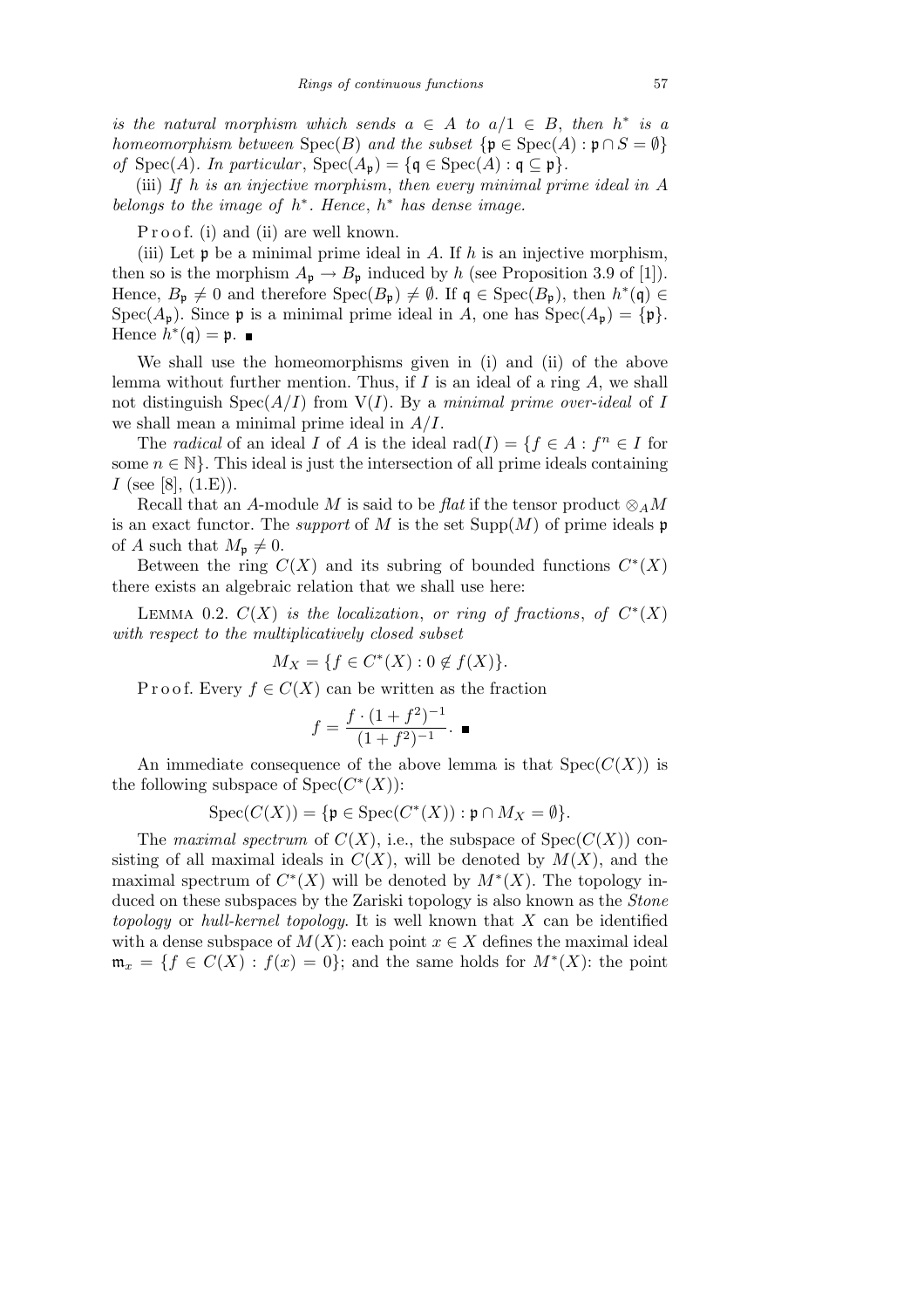*is the natural morphism which sends $a \in A$ to $a/1 \in B$, then $h^*$ is a homeomorphism between* $\operatorname{Spec}(B)$ *and the subset* $\{\mathfrak{p} \in \operatorname{Spec}(A) : \mathfrak{p} \cap S = \emptyset\}$ *of* $\operatorname{Spec}(A)$. *In particular*, $\operatorname{Spec}(A_{\mathfrak{p}}) = \{\mathfrak{q} \in \operatorname{Spec}(A) : \mathfrak{q} \subseteq \mathfrak{p}\}$.

(iii) *If $h$ is an injective morphism*, *then every minimal prime ideal in $A$ belongs to the image of $h^*$. Hence*, *$h^*$ has dense image.*

Proof. (i) and (ii) are well known.

(iii) Let $\mathfrak{p}$ be a minimal prime ideal in $A$. If $h$ is an injective morphism, then so is the morphism $A_{\mathfrak{p}} \to B_{\mathfrak{p}}$ induced by $h$ (see Proposition 3.9 of [1]). Hence, $B_{\mathfrak{p}} \neq 0$ and therefore $\operatorname{Spec}(B_{\mathfrak{p}}) \neq \emptyset$. If $\mathfrak{q} \in \operatorname{Spec}(B_{\mathfrak{p}})$, then $h^*(\mathfrak{q}) \in \operatorname{Spec}(A_{\mathfrak{p}})$. Since $\mathfrak{p}$ is a minimal prime ideal in $A$, one has $\operatorname{Spec}(A_{\mathfrak{p}}) = \{\mathfrak{p}\}$. Hence $h^*(\mathfrak{q}) = \mathfrak{p}$. ∎

We shall use the homeomorphisms given in (i) and (ii) of the above lemma without further mention. Thus, if $I$ is an ideal of a ring $A$, we shall not distinguish $\operatorname{Spec}(A/I)$ from $\mathrm{V}(I)$. By a *minimal prime over-ideal* of $I$ we shall mean a minimal prime ideal in $A/I$.

The *radical* of an ideal $I$ of $A$ is the ideal $\operatorname{rad}(I) = \{f \in A : f^n \in I$ for some $n \in \mathbb{N}\}$. This ideal is just the intersection of all prime ideals containing $I$ (see [8], (1.E)).

Recall that an $A$-module $M$ is said to be *flat* if the tensor product $\otimes_A M$ is an exact functor. The *support* of $M$ is the set $\operatorname{Supp}(M)$ of prime ideals $\mathfrak{p}$ of $A$ such that $M_{\mathfrak{p}} \neq 0$.

Between the ring $C(X)$ and its subring of bounded functions $C^*(X)$ there exists an algebraic relation that we shall use here:

Lemma 0.2. *$C(X)$ is the localization*, *or ring of fractions*, *of $C^*(X)$ with respect to the multiplicatively closed subset*

$$M_X = \{f \in C^*(X) : 0 \notin f(X)\}.$$

Proof. Every $f \in C(X)$ can be written as the fraction

$$f = \frac{f \cdot (1+f^2)^{-1}}{(1+f^2)^{-1}}. \ \blacksquare$$

An immediate consequence of the above lemma is that $\operatorname{Spec}(C(X))$ is the following subspace of $\operatorname{Spec}(C^*(X))$:

$$\operatorname{Spec}(C(X)) = \{\mathfrak{p} \in \operatorname{Spec}(C^*(X)) : \mathfrak{p} \cap M_X = \emptyset\}.$$

The *maximal spectrum* of $C(X)$, i.e., the subspace of $\operatorname{Spec}(C(X))$ consisting of all maximal ideals in $C(X)$, will be denoted by $M(X)$, and the maximal spectrum of $C^*(X)$ will be denoted by $M^*(X)$. The topology induced on these subspaces by the Zariski topology is also known as the *Stone topology* or *hull-kernel topology*. It is well known that $X$ can be identified with a dense subspace of $M(X)$: each point $x \in X$ defines the maximal ideal $\mathfrak{m}_x = \{f \in C(X) : f(x) = 0\}$; and the same holds for $M^*(X)$: the point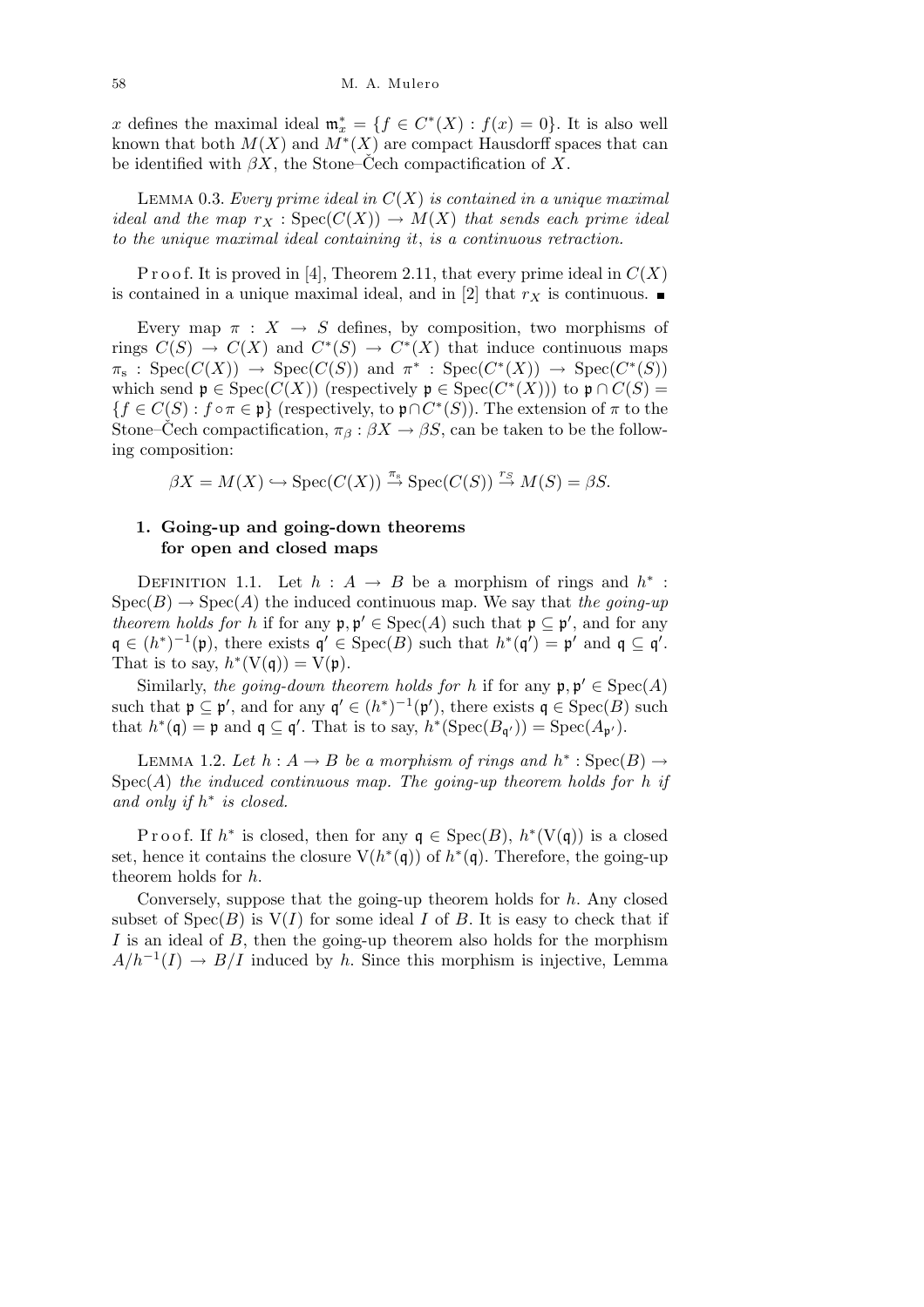$x$ defines the maximal ideal $\mathfrak{m}_x^* = \{f \in C^*(X) : f(x) = 0\}$. It is also well known that both $M(X)$ and $M^*(X)$ are compact Hausdorff spaces that can be identified with $\beta X$, the Stone–Čech compactification of $X$.

Lemma 0.3. *Every prime ideal in $C(X)$ is contained in a unique maximal ideal and the map $r_X : \mathrm{Spec}(C(X)) \to M(X)$ that sends each prime ideal to the unique maximal ideal containing it, is a continuous retraction.*

Proof. It is proved in [4], Theorem 2.11, that every prime ideal in $C(X)$ is contained in a unique maximal ideal, and in [2] that $r_X$ is continuous. ■

Every map $\pi : X \to S$ defines, by composition, two morphisms of rings $C(S) \to C(X)$ and $C^*(S) \to C^*(X)$ that induce continuous maps $\pi_{\mathrm{s}} : \mathrm{Spec}(C(X)) \to \mathrm{Spec}(C(S))$ and $\pi^* : \mathrm{Spec}(C^*(X)) \to \mathrm{Spec}(C^*(S))$ which send $\mathfrak{p} \in \mathrm{Spec}(C(X))$ (respectively $\mathfrak{p} \in \mathrm{Spec}(C^*(X))$) to $\mathfrak{p} \cap C(S) = \{f \in C(S) : f \circ \pi \in \mathfrak{p}\}$ (respectively, to $\mathfrak{p} \cap C^*(S)$). The extension of $\pi$ to the Stone–Čech compactification, $\pi_\beta : \beta X \to \beta S$, can be taken to be the following composition:

$$\beta X = M(X) \hookrightarrow \mathrm{Spec}(C(X)) \xrightarrow{\pi_{\mathrm{s}}} \mathrm{Spec}(C(S)) \xrightarrow{r_S} M(S) = \beta S.$$

## 1. Going-up and going-down theorems for open and closed maps

Definition 1.1. Let $h : A \to B$ be a morphism of rings and $h^* : \mathrm{Spec}(B) \to \mathrm{Spec}(A)$ the induced continuous map. We say that *the going-up theorem holds for* $h$ if for any $\mathfrak{p}, \mathfrak{p}' \in \mathrm{Spec}(A)$ such that $\mathfrak{p} \subseteq \mathfrak{p}'$, and for any $\mathfrak{q} \in (h^*)^{-1}(\mathfrak{p})$, there exists $\mathfrak{q}' \in \mathrm{Spec}(B)$ such that $h^*(\mathfrak{q}') = \mathfrak{p}'$ and $\mathfrak{q} \subseteq \mathfrak{q}'$. That is to say, $h^*(\mathrm{V}(\mathfrak{q})) = \mathrm{V}(\mathfrak{p})$.

Similarly, *the going-down theorem holds for* $h$ if for any $\mathfrak{p}, \mathfrak{p}' \in \mathrm{Spec}(A)$ such that $\mathfrak{p} \subseteq \mathfrak{p}'$, and for any $\mathfrak{q}' \in (h^*)^{-1}(\mathfrak{p}')$, there exists $\mathfrak{q} \in \mathrm{Spec}(B)$ such that $h^*(\mathfrak{q}) = \mathfrak{p}$ and $\mathfrak{q} \subseteq \mathfrak{q}'$. That is to say, $h^*(\mathrm{Spec}(B_{\mathfrak{q}'})) = \mathrm{Spec}(A_{\mathfrak{p}'})$.

Lemma 1.2. *Let $h : A \to B$ be a morphism of rings and $h^* : \mathrm{Spec}(B) \to \mathrm{Spec}(A)$ the induced continuous map. The going-up theorem holds for $h$ if and only if $h^*$ is closed.*

Proof. If $h^*$ is closed, then for any $\mathfrak{q} \in \mathrm{Spec}(B)$, $h^*(\mathrm{V}(\mathfrak{q}))$ is a closed set, hence it contains the closure $\mathrm{V}(h^*(\mathfrak{q}))$ of $h^*(\mathfrak{q})$. Therefore, the going-up theorem holds for $h$.

Conversely, suppose that the going-up theorem holds for $h$. Any closed subset of $\mathrm{Spec}(B)$ is $\mathrm{V}(I)$ for some ideal $I$ of $B$. It is easy to check that if $I$ is an ideal of $B$, then the going-up theorem also holds for the morphism $A/h^{-1}(I) \to B/I$ induced by $h$. Since this morphism is injective, Lemma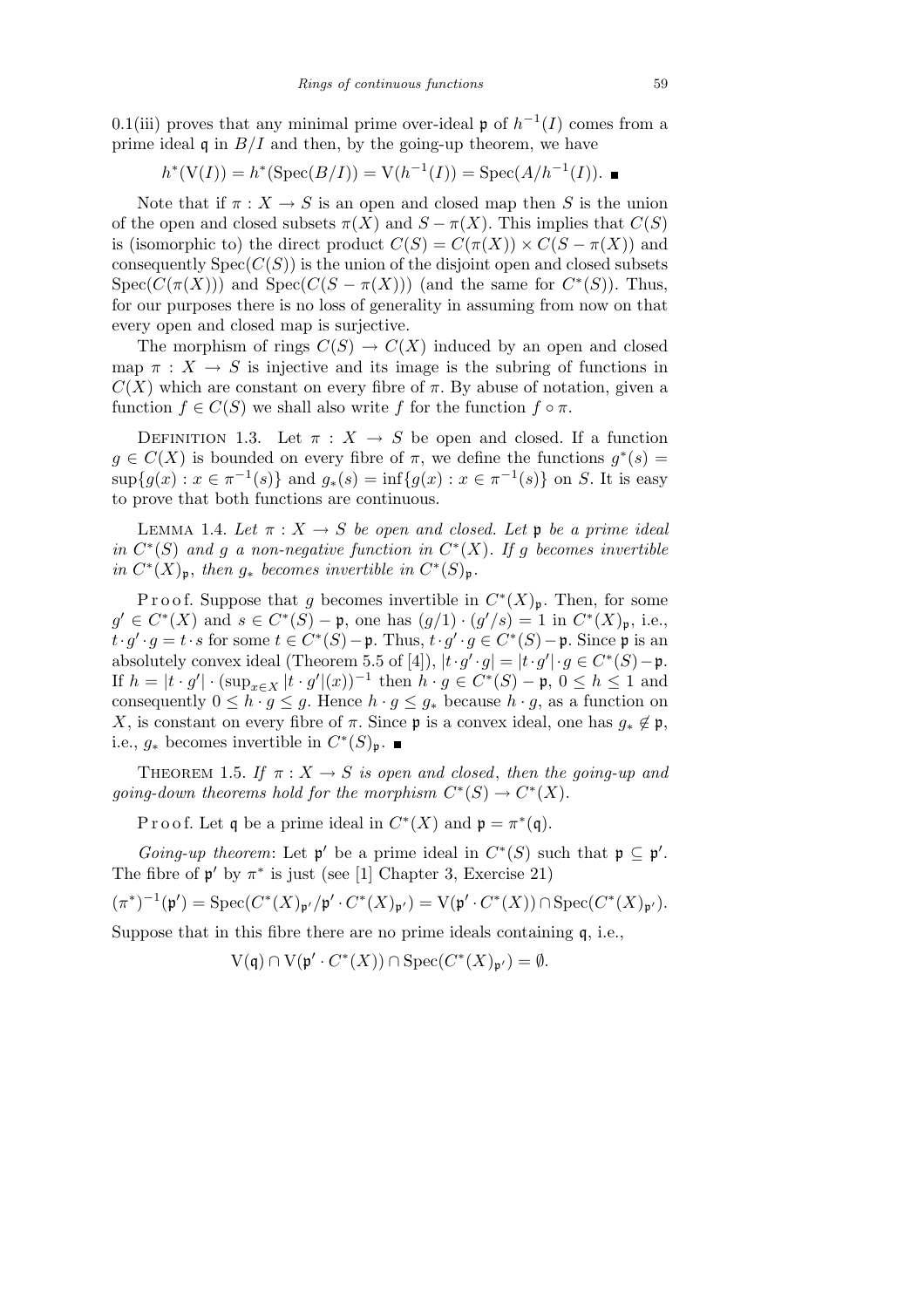0.1(iii) proves that any minimal prime over-ideal $\mathfrak{p}$ of $h^{-1}(I)$ comes from a prime ideal $\mathfrak{q}$ in $B/I$ and then, by the going-up theorem, we have

$$h^*(\mathrm{V}(I)) = h^*(\mathrm{Spec}(B/I)) = \mathrm{V}(h^{-1}(I)) = \mathrm{Spec}(A/h^{-1}(I)). \ \blacksquare$$

Note that if $\pi : X \to S$ is an open and closed map then $S$ is the union of the open and closed subsets $\pi(X)$ and $S - \pi(X)$. This implies that $C(S)$ is (isomorphic to) the direct product $C(S) = C(\pi(X)) \times C(S - \pi(X))$ and consequently $\mathrm{Spec}(C(S))$ is the union of the disjoint open and closed subsets $\mathrm{Spec}(C(\pi(X)))$ and $\mathrm{Spec}(C(S - \pi(X)))$ (and the same for $C^*(S)$). Thus, for our purposes there is no loss of generality in assuming from now on that every open and closed map is surjective.

The morphism of rings $C(S) \to C(X)$ induced by an open and closed map $\pi : X \to S$ is injective and its image is the subring of functions in $C(X)$ which are constant on every fibre of $\pi$. By abuse of notation, given a function $f \in C(S)$ we shall also write $f$ for the function $f \circ \pi$.

Definition 1.3. Let $\pi : X \to S$ be open and closed. If a function $g \in C(X)$ is bounded on every fibre of $\pi$, we define the functions $g^*(s) = \sup\{g(x) : x \in \pi^{-1}(s)\}$ and $g_*(s) = \inf\{g(x) : x \in \pi^{-1}(s)\}$ on $S$. It is easy to prove that both functions are continuous.

Lemma 1.4. *Let $\pi : X \to S$ be open and closed. Let $\mathfrak{p}$ be a prime ideal in $C^*(S)$ and $g$ a non-negative function in $C^*(X)$. If $g$ becomes invertible in $C^*(X)_{\mathfrak{p}}$, then $g_*$ becomes invertible in $C^*(S)_{\mathfrak{p}}$.*

Proof. Suppose that $g$ becomes invertible in $C^*(X)_{\mathfrak{p}}$. Then, for some $g' \in C^*(X)$ and $s \in C^*(S) - \mathfrak{p}$, one has $(g/1) \cdot (g'/s) = 1$ in $C^*(X)_{\mathfrak{p}}$, i.e., $t \cdot g' \cdot g = t \cdot s$ for some $t \in C^*(S) - \mathfrak{p}$. Thus, $t \cdot g' \cdot g \in C^*(S) - \mathfrak{p}$. Since $\mathfrak{p}$ is an absolutely convex ideal (Theorem 5.5 of [4]), $|t \cdot g' \cdot g| = |t \cdot g'| \cdot g \in C^*(S) - \mathfrak{p}$. If $h = |t \cdot g'| \cdot (\sup_{x \in X} |t \cdot g'|(x))^{-1}$ then $h \cdot g \in C^*(S) - \mathfrak{p}$, $0 \le h \le 1$ and consequently $0 \le h \cdot g \le g$. Hence $h \cdot g \le g_*$ because $h \cdot g$, as a function on $X$, is constant on every fibre of $\pi$. Since $\mathfrak{p}$ is a convex ideal, one has $g_* \notin \mathfrak{p}$, i.e., $g_*$ becomes invertible in $C^*(S)_{\mathfrak{p}}$. $\blacksquare$

Theorem 1.5. *If $\pi : X \to S$ is open and closed, then the going-up and going-down theorems hold for the morphism $C^*(S) \to C^*(X)$.*

Proof. Let $\mathfrak{q}$ be a prime ideal in $C^*(X)$ and $\mathfrak{p} = \pi^*(\mathfrak{q})$.

*Going-up theorem*: Let $\mathfrak{p}'$ be a prime ideal in $C^*(S)$ such that $\mathfrak{p} \subseteq \mathfrak{p}'$. The fibre of $\mathfrak{p}'$ by $\pi^*$ is just (see [1] Chapter 3, Exercise 21)

$$(\pi^*)^{-1}(\mathfrak{p}') = \mathrm{Spec}(C^*(X)_{\mathfrak{p}'}/\mathfrak{p}' \cdot C^*(X)_{\mathfrak{p}'}) = \mathrm{V}(\mathfrak{p}' \cdot C^*(X)) \cap \mathrm{Spec}(C^*(X)_{\mathfrak{p}'}).$$

Suppose that in this fibre there are no prime ideals containing $\mathfrak{q}$, i.e.,

$$\mathrm{V}(\mathfrak{q}) \cap \mathrm{V}(\mathfrak{p}' \cdot C^*(X)) \cap \mathrm{Spec}(C^*(X)_{\mathfrak{p}'}) = \emptyset.$$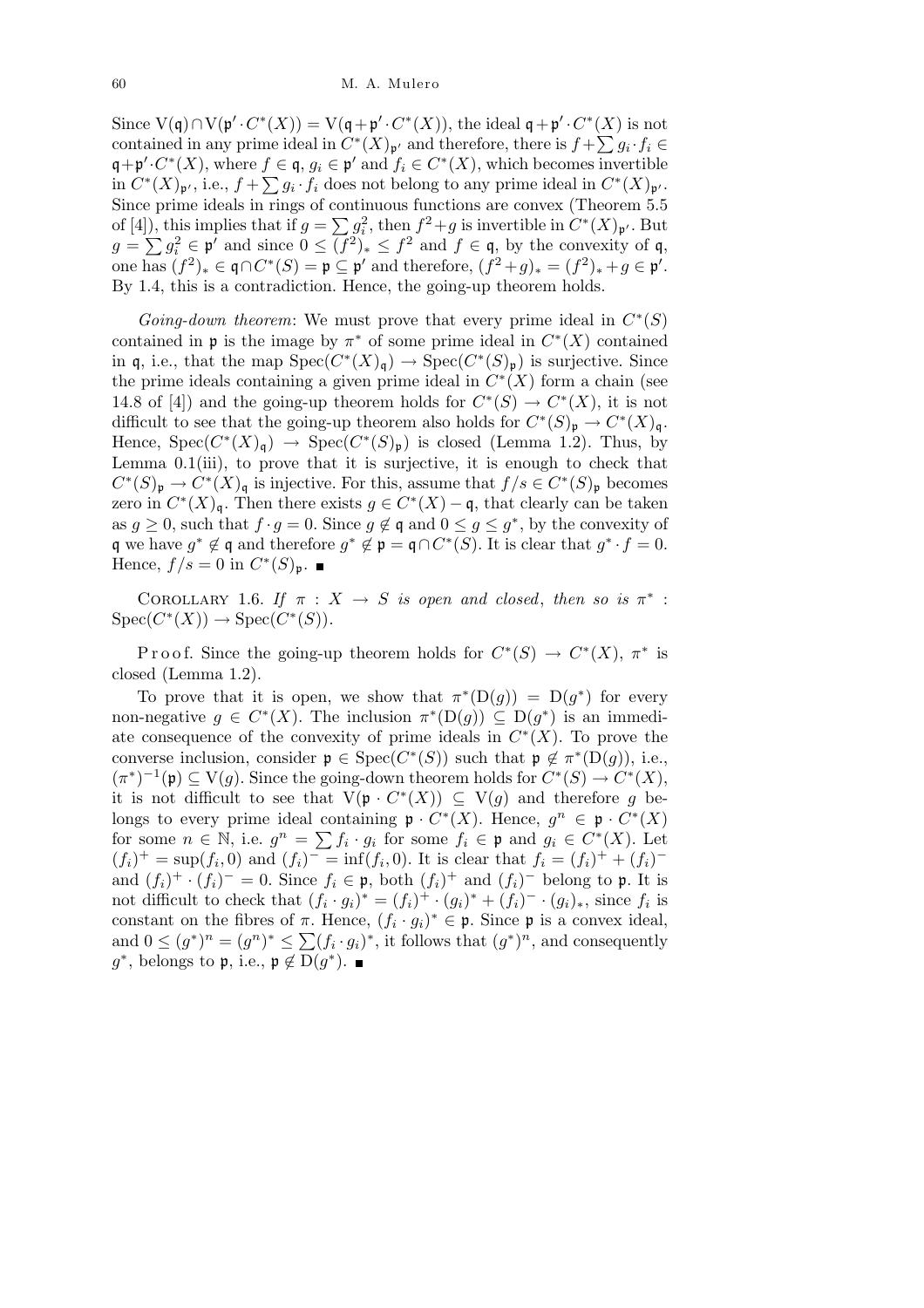Since $\mathrm{V}(\mathfrak{q})\cap\mathrm{V}(\mathfrak{p}'\cdot C^*(X)) = \mathrm{V}(\mathfrak{q}+\mathfrak{p}'\cdot C^*(X))$, the ideal $\mathfrak{q}+\mathfrak{p}'\cdot C^*(X)$ is not contained in any prime ideal in $C^*(X)_{\mathfrak{p}'}$ and therefore, there is $f+\sum g_i\cdot f_i \in \mathfrak{q}+\mathfrak{p}'\cdot C^*(X)$, where $f\in\mathfrak{q}$, $g_i\in\mathfrak{p}'$ and $f_i\in C^*(X)$, which becomes invertible in $C^*(X)_{\mathfrak{p}'}$, i.e., $f+\sum g_i\cdot f_i$ does not belong to any prime ideal in $C^*(X)_{\mathfrak{p}'}$. Since prime ideals in rings of continuous functions are convex (Theorem 5.5 of [4]), this implies that if $g=\sum g_i^2$, then $f^2+g$ is invertible in $C^*(X)_{\mathfrak{p}'}$. But $g=\sum g_i^2\in\mathfrak{p}'$ and since $0\le (f^2)_*\le f^2$ and $f\in\mathfrak{q}$, by the convexity of $\mathfrak{q}$, one has $(f^2)_*\in\mathfrak{q}\cap C^*(S)=\mathfrak{p}\subseteq\mathfrak{p}'$ and therefore, $(f^2+g)_*=(f^2)_*+g\in\mathfrak{p}'$. By 1.4, this is a contradiction. Hence, the going-up theorem holds.

*Going-down theorem*: We must prove that every prime ideal in $C^*(S)$ contained in $\mathfrak{p}$ is the image by $\pi^*$ of some prime ideal in $C^*(X)$ contained in $\mathfrak{q}$, i.e., that the map $\mathrm{Spec}(C^*(X)_{\mathfrak{q}})\to\mathrm{Spec}(C^*(S)_{\mathfrak{p}})$ is surjective. Since the prime ideals containing a given prime ideal in $C^*(X)$ form a chain (see 14.8 of [4]) and the going-up theorem holds for $C^*(S)\to C^*(X)$, it is not difficult to see that the going-up theorem also holds for $C^*(S)_{\mathfrak{p}}\to C^*(X)_{\mathfrak{q}}$. Hence, $\mathrm{Spec}(C^*(X)_{\mathfrak{q}})\to\mathrm{Spec}(C^*(S)_{\mathfrak{p}})$ is closed (Lemma 1.2). Thus, by Lemma 0.1(iii), to prove that it is surjective, it is enough to check that $C^*(S)_{\mathfrak{p}}\to C^*(X)_{\mathfrak{q}}$ is injective. For this, assume that $f/s\in C^*(S)_{\mathfrak{p}}$ becomes zero in $C^*(X)_{\mathfrak{q}}$. Then there exists $g\in C^*(X)-\mathfrak{q}$, that clearly can be taken as $g\ge 0$, such that $f\cdot g=0$. Since $g\notin\mathfrak{q}$ and $0\le g\le g^*$, by the convexity of $\mathfrak{q}$ we have $g^*\notin\mathfrak{q}$ and therefore $g^*\notin\mathfrak{p}=\mathfrak{q}\cap C^*(S)$. It is clear that $g^*\cdot f=0$. Hence, $f/s=0$ in $C^*(S)_{\mathfrak{p}}$. ∎

Corollary 1.6. *If $\pi : X\to S$ is open and closed*, *then so is* $\pi^*$ : $\mathrm{Spec}(C^*(X))\to\mathrm{Spec}(C^*(S))$.

Proof. Since the going-up theorem holds for $C^*(S)\to C^*(X)$, $\pi^*$ is closed (Lemma 1.2).

To prove that it is open, we show that $\pi^*(\mathrm{D}(g))=\mathrm{D}(g^*)$ for every non-negative $g\in C^*(X)$. The inclusion $\pi^*(\mathrm{D}(g))\subseteq\mathrm{D}(g^*)$ is an immediate consequence of the convexity of prime ideals in $C^*(X)$. To prove the converse inclusion, consider $\mathfrak{p}\in\mathrm{Spec}(C^*(S))$ such that $\mathfrak{p}\notin\pi^*(\mathrm{D}(g))$, i.e., $(\pi^*)^{-1}(\mathfrak{p})\subseteq\mathrm{V}(g)$. Since the going-down theorem holds for $C^*(S)\to C^*(X)$, it is not difficult to see that $\mathrm{V}(\mathfrak{p}\cdot C^*(X))\subseteq\mathrm{V}(g)$ and therefore $g$ belongs to every prime ideal containing $\mathfrak{p}\cdot C^*(X)$. Hence, $g^n\in\mathfrak{p}\cdot C^*(X)$ for some $n\in\mathbb{N}$, i.e. $g^n=\sum f_i\cdot g_i$ for some $f_i\in\mathfrak{p}$ and $g_i\in C^*(X)$. Let $(f_i)^+=\sup(f_i,0)$ and $(f_i)^-=\inf(f_i,0)$. It is clear that $f_i=(f_i)^++(f_i)^-$ and $(f_i)^+\cdot(f_i)^-=0$. Since $f_i\in\mathfrak{p}$, both $(f_i)^+$ and $(f_i)^-$ belong to $\mathfrak{p}$. It is not difficult to check that $(f_i\cdot g_i)^*=(f_i)^+\cdot(g_i)^*+(f_i)^-\cdot(g_i)_*$, since $f_i$ is constant on the fibres of $\pi$. Hence, $(f_i\cdot g_i)^*\in\mathfrak{p}$. Since $\mathfrak{p}$ is a convex ideal, and $0\le(g^*)^n=(g^n)^*\le\sum(f_i\cdot g_i)^*$, it follows that $(g^*)^n$, and consequently $g^*$, belongs to $\mathfrak{p}$, i.e., $\mathfrak{p}\notin\mathrm{D}(g^*)$. ∎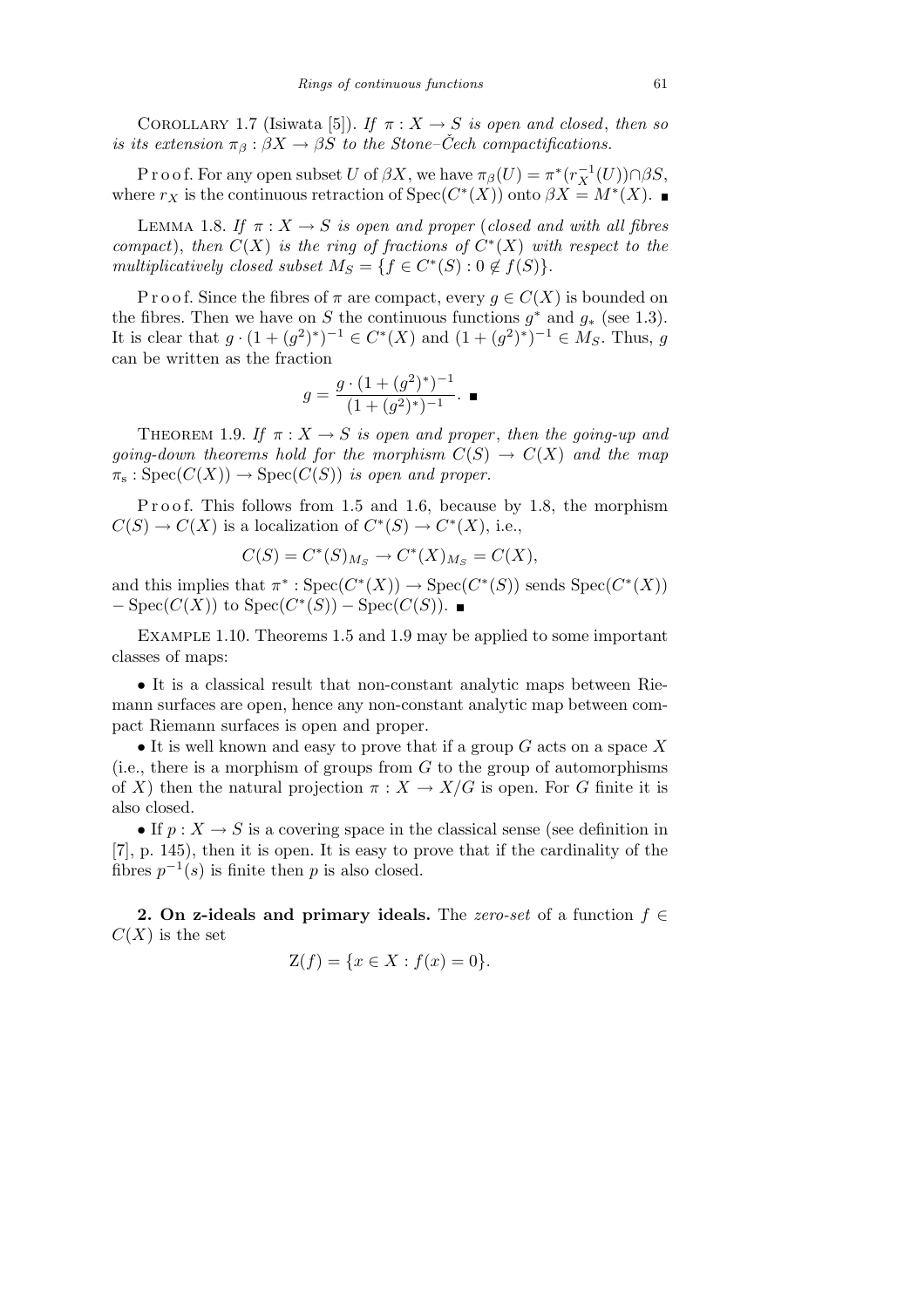COROLLARY 1.7 (Isiwata [5]). *If $\pi : X \to S$ is open and closed, then so is its extension $\pi_\beta : \beta X \to \beta S$ to the Stone–Čech compactifications.*

P r o o f. For any open subset $U$ of $\beta X$, we have $\pi_\beta(U) = \pi^*(r_X^{-1}(U)) \cap \beta S$, where $r_X$ is the continuous retraction of $\operatorname{Spec}(C^*(X))$ onto $\beta X = M^*(X)$. ∎

LEMMA 1.8. *If $\pi : X \to S$ is open and proper (closed and with all fibres compact), then $C(X)$ is the ring of fractions of $C^*(X)$ with respect to the multiplicatively closed subset $M_S = \{f \in C^*(S) : 0 \notin f(S)\}$.*

P r o o f. Since the fibres of $\pi$ are compact, every $g \in C(X)$ is bounded on the fibres. Then we have on $S$ the continuous functions $g^*$ and $g_*$ (see 1.3). It is clear that $g \cdot (1 + (g^2)^*)^{-1} \in C^*(X)$ and $(1 + (g^2)^*)^{-1} \in M_S$. Thus, $g$ can be written as the fraction

$$g = \frac{g \cdot (1 + (g^2)^*)^{-1}}{(1 + (g^2)^*)^{-1}}. \ ∎$$

THEOREM 1.9. *If $\pi : X \to S$ is open and proper, then the going-up and going-down theorems hold for the morphism $C(S) \to C(X)$ and the map $\pi_{\mathrm{s}} : \operatorname{Spec}(C(X)) \to \operatorname{Spec}(C(S))$ is open and proper.*

P r o o f. This follows from 1.5 and 1.6, because by 1.8, the morphism $C(S) \to C(X)$ is a localization of $C^*(S) \to C^*(X)$, i.e.,

$$C(S) = C^*(S)_{M_S} \to C^*(X)_{M_S} = C(X),$$

and this implies that $\pi^* : \operatorname{Spec}(C^*(X)) \to \operatorname{Spec}(C^*(S))$ sends $\operatorname{Spec}(C^*(X)) - \operatorname{Spec}(C(X))$ to $\operatorname{Spec}(C^*(S)) - \operatorname{Spec}(C(S))$. ∎

EXAMPLE 1.10. Theorems 1.5 and 1.9 may be applied to some important classes of maps:

• It is a classical result that non-constant analytic maps between Riemann surfaces are open, hence any non-constant analytic map between compact Riemann surfaces is open and proper.

• It is well known and easy to prove that if a group $G$ acts on a space $X$ (i.e., there is a morphism of groups from $G$ to the group of automorphisms of $X$) then the natural projection $\pi : X \to X/G$ is open. For $G$ finite it is also closed.

• If $p : X \to S$ is a covering space in the classical sense (see definition in [7], p. 145), then it is open. It is easy to prove that if the cardinality of the fibres $p^{-1}(s)$ is finite then $p$ is also closed.

**2. On z-ideals and primary ideals.** The *zero-set* of a function $f \in C(X)$ is the set

$$\mathrm{Z}(f) = \{x \in X : f(x) = 0\}.$$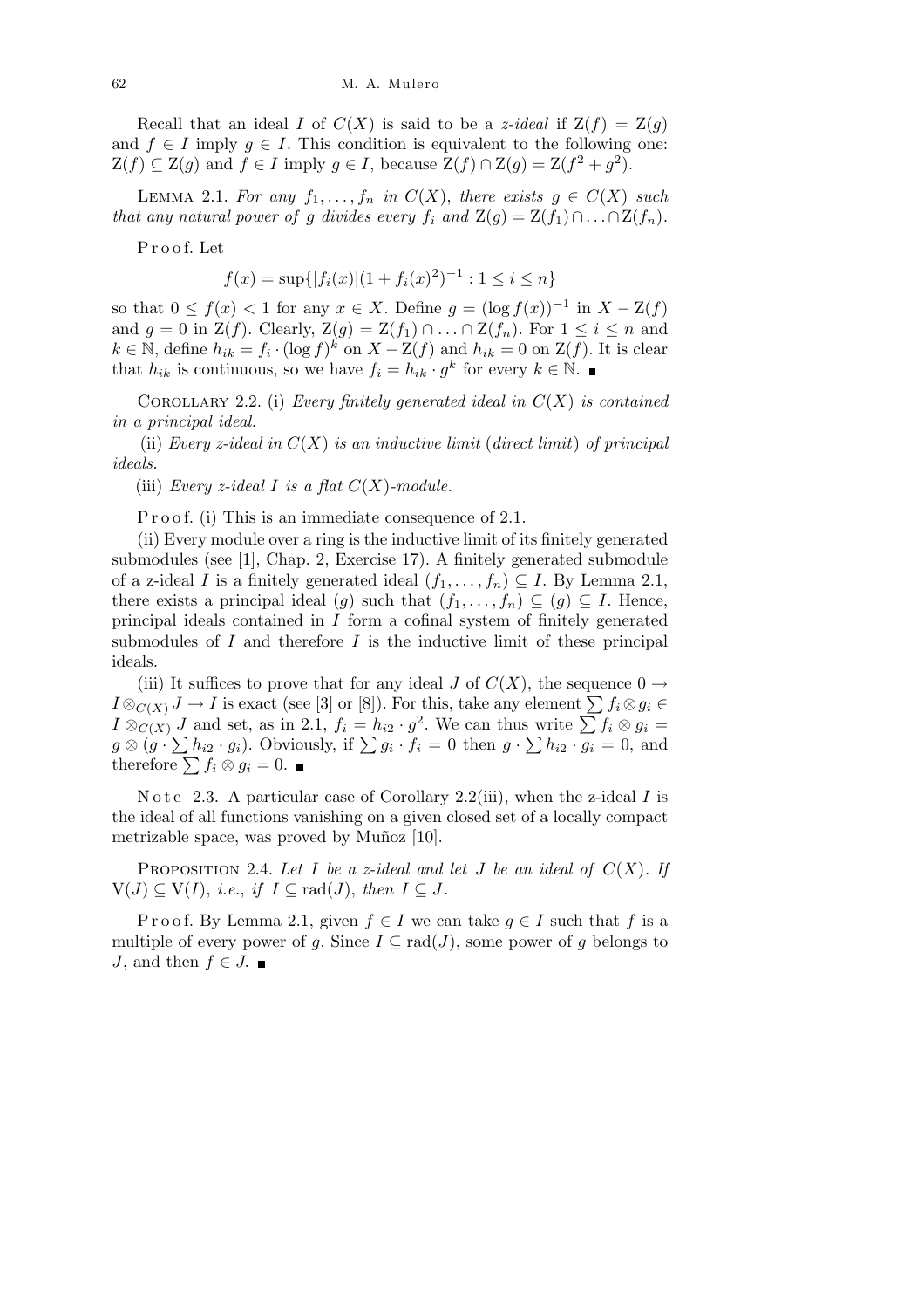Recall that an ideal $I$ of $C(X)$ is said to be a *z-ideal* if $\mathrm{Z}(f) = \mathrm{Z}(g)$ and $f \in I$ imply $g \in I$. This condition is equivalent to the following one: $\mathrm{Z}(f) \subseteq \mathrm{Z}(g)$ and $f \in I$ imply $g \in I$, because $\mathrm{Z}(f) \cap \mathrm{Z}(g) = \mathrm{Z}(f^2 + g^2)$.

Lemma 2.1. *For any $f_1, \ldots, f_n$ in $C(X)$, there exists $g \in C(X)$ such that any natural power of $g$ divides every $f_i$ and $\mathrm{Z}(g) = \mathrm{Z}(f_1) \cap \ldots \cap \mathrm{Z}(f_n)$.*

Proof. Let

$$f(x) = \sup\{|f_i(x)|(1 + f_i(x)^2)^{-1} : 1 \le i \le n\}$$

so that $0 \le f(x) < 1$ for any $x \in X$. Define $g = (\log f(x))^{-1}$ in $X - \mathrm{Z}(f)$ and $g = 0$ in $\mathrm{Z}(f)$. Clearly, $\mathrm{Z}(g) = \mathrm{Z}(f_1) \cap \ldots \cap \mathrm{Z}(f_n)$. For $1 \le i \le n$ and $k \in \mathbb{N}$, define $h_{ik} = f_i \cdot (\log f)^k$ on $X - \mathrm{Z}(f)$ and $h_{ik} = 0$ on $\mathrm{Z}(f)$. It is clear that $h_{ik}$ is continuous, so we have $f_i = h_{ik} \cdot g^k$ for every $k \in \mathbb{N}$. ∎

Corollary 2.2. (i) *Every finitely generated ideal in $C(X)$ is contained in a principal ideal.*

(ii) *Every z-ideal in $C(X)$ is an inductive limit* (*direct limit*) *of principal ideals.*

(iii) *Every z-ideal $I$ is a flat $C(X)$-module.*

Proof. (i) This is an immediate consequence of 2.1.

(ii) Every module over a ring is the inductive limit of its finitely generated submodules (see [1], Chap. 2, Exercise 17). A finitely generated submodule of a z-ideal $I$ is a finitely generated ideal $(f_1, \ldots, f_n) \subseteq I$. By Lemma 2.1, there exists a principal ideal $(g)$ such that $(f_1, \ldots, f_n) \subseteq (g) \subseteq I$. Hence, principal ideals contained in $I$ form a cofinal system of finitely generated submodules of $I$ and therefore $I$ is the inductive limit of these principal ideals.

(iii) It suffices to prove that for any ideal $J$ of $C(X)$, the sequence $0 \to I \otimes_{C(X)} J \to I$ is exact (see [3] or [8]). For this, take any element $\sum f_i \otimes g_i \in I \otimes_{C(X)} J$ and set, as in 2.1, $f_i = h_{i2} \cdot g^2$. We can thus write $\sum f_i \otimes g_i = g \otimes (g \cdot \sum h_{i2} \cdot g_i)$. Obviously, if $\sum g_i \cdot f_i = 0$ then $g \cdot \sum h_{i2} \cdot g_i = 0$, and therefore $\sum f_i \otimes g_i = 0$. ∎

Note 2.3. A particular case of Corollary 2.2(iii), when the z-ideal $I$ is the ideal of all functions vanishing on a given closed set of a locally compact metrizable space, was proved by Muñoz [10].

Proposition 2.4. *Let $I$ be a z-ideal and let $J$ be an ideal of $C(X)$. If $\mathrm{V}(J) \subseteq \mathrm{V}(I)$, i.e., if $I \subseteq \mathrm{rad}(J)$, then $I \subseteq J$.*

Proof. By Lemma 2.1, given $f \in I$ we can take $g \in I$ such that $f$ is a multiple of every power of $g$. Since $I \subseteq \mathrm{rad}(J)$, some power of $g$ belongs to $J$, and then $f \in J$. ∎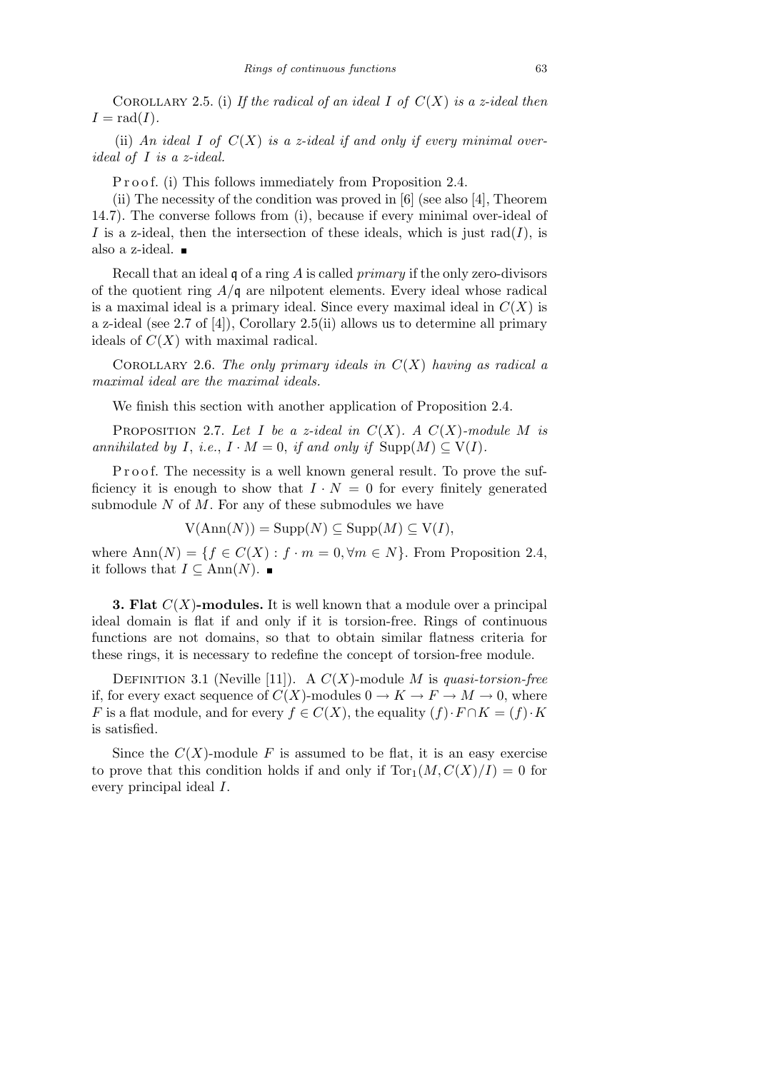COROLLARY 2.5. (i) *If the radical of an ideal $I$ of $C(X)$ is a z-ideal then* $I = \mathrm{rad}(I)$.

(ii) *An ideal $I$ of $C(X)$ is a z-ideal if and only if every minimal over-ideal of $I$ is a z-ideal.*

P r o o f. (i) This follows immediately from Proposition 2.4.

(ii) The necessity of the condition was proved in [6] (see also [4], Theorem 14.7). The converse follows from (i), because if every minimal over-ideal of $I$ is a z-ideal, then the intersection of these ideals, which is just $\mathrm{rad}(I)$, is also a z-ideal. ∎

Recall that an ideal $\mathfrak{q}$ of a ring $A$ is called *primary* if the only zero-divisors of the quotient ring $A/\mathfrak{q}$ are nilpotent elements. Every ideal whose radical is a maximal ideal is a primary ideal. Since every maximal ideal in $C(X)$ is a z-ideal (see 2.7 of [4]), Corollary 2.5(ii) allows us to determine all primary ideals of $C(X)$ with maximal radical.

COROLLARY 2.6. *The only primary ideals in $C(X)$ having as radical a maximal ideal are the maximal ideals.*

We finish this section with another application of Proposition 2.4.

PROPOSITION 2.7. *Let $I$ be a z-ideal in $C(X)$. A $C(X)$-module $M$ is annihilated by $I$, i.e., $I \cdot M = 0$, if and only if $\mathrm{Supp}(M) \subseteq \mathrm{V}(I)$.*

P r o o f. The necessity is a well known general result. To prove the sufficiency it is enough to show that $I \cdot N = 0$ for every finitely generated submodule $N$ of $M$. For any of these submodules we have

$$\mathrm{V}(\mathrm{Ann}(N)) = \mathrm{Supp}(N) \subseteq \mathrm{Supp}(M) \subseteq \mathrm{V}(I),$$

where $\mathrm{Ann}(N) = \{f \in C(X) : f \cdot m = 0, \forall m \in N\}$. From Proposition 2.4, it follows that $I \subseteq \mathrm{Ann}(N)$. ∎

**3. Flat $C(X)$-modules.** It is well known that a module over a principal ideal domain is flat if and only if it is torsion-free. Rings of continuous functions are not domains, so that to obtain similar flatness criteria for these rings, it is necessary to redefine the concept of torsion-free module.

DEFINITION 3.1 (Neville [11]). A $C(X)$-module $M$ is *quasi-torsion-free* if, for every exact sequence of $C(X)$-modules $0 \to K \to F \to M \to 0$, where $F$ is a flat module, and for every $f \in C(X)$, the equality $(f) \cdot F \cap K = (f) \cdot K$ is satisfied.

Since the $C(X)$-module $F$ is assumed to be flat, it is an easy exercise to prove that this condition holds if and only if $\mathrm{Tor}_1(M, C(X)/I) = 0$ for every principal ideal $I$.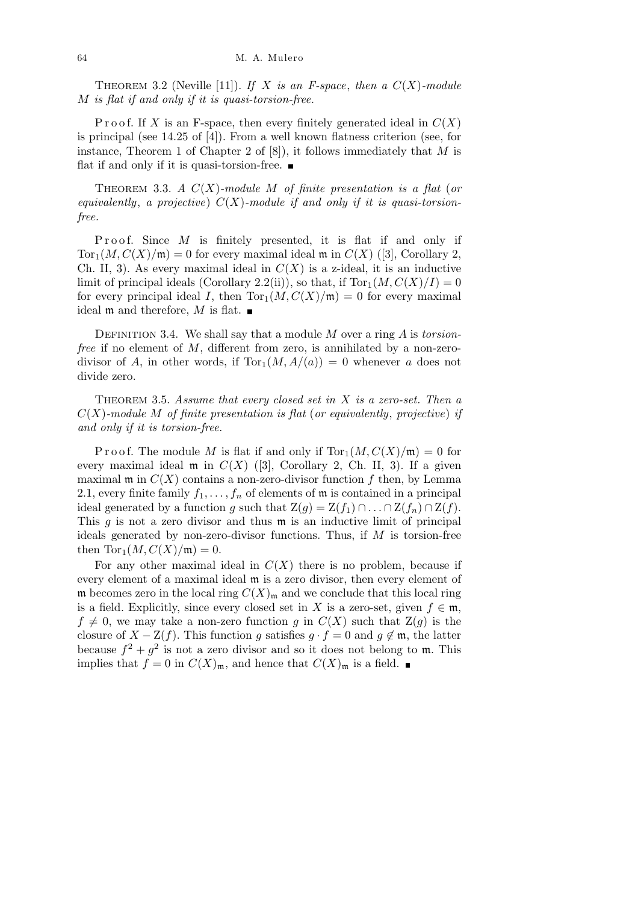THEOREM 3.2 (Neville [11]). *If $X$ is an F-space, then a $C(X)$-module $M$ is flat if and only if it is quasi-torsion-free.*

Proof. If $X$ is an F-space, then every finitely generated ideal in $C(X)$ is principal (see 14.25 of [4]). From a well known flatness criterion (see, for instance, Theorem 1 of Chapter 2 of [8]), it follows immediately that $M$ is flat if and only if it is quasi-torsion-free. ∎

THEOREM 3.3. *A $C(X)$-module $M$ of finite presentation is a flat (or equivalently, a projective) $C(X)$-module if and only if it is quasi-torsion-free.*

Proof. Since $M$ is finitely presented, it is flat if and only if $\mathrm{Tor}_1(M, C(X)/\mathfrak{m}) = 0$ for every maximal ideal $\mathfrak{m}$ in $C(X)$ ([3], Corollary 2, Ch. II, 3). As every maximal ideal in $C(X)$ is a z-ideal, it is an inductive limit of principal ideals (Corollary 2.2(ii)), so that, if $\mathrm{Tor}_1(M, C(X)/I) = 0$ for every principal ideal $I$, then $\mathrm{Tor}_1(M, C(X)/\mathfrak{m}) = 0$ for every maximal ideal $\mathfrak{m}$ and therefore, $M$ is flat. ∎

DEFINITION 3.4. We shall say that a module $M$ over a ring $A$ is *torsion-free* if no element of $M$, different from zero, is annihilated by a non-zero-divisor of $A$, in other words, if $\mathrm{Tor}_1(M, A/(a)) = 0$ whenever $a$ does not divide zero.

THEOREM 3.5. *Assume that every closed set in $X$ is a zero-set. Then a $C(X)$-module $M$ of finite presentation is flat (or equivalently, projective) if and only if it is torsion-free.*

Proof. The module $M$ is flat if and only if $\mathrm{Tor}_1(M, C(X)/\mathfrak{m}) = 0$ for every maximal ideal $\mathfrak{m}$ in $C(X)$ ([3], Corollary 2, Ch. II, 3). If a given maximal $\mathfrak{m}$ in $C(X)$ contains a non-zero-divisor function $f$ then, by Lemma 2.1, every finite family $f_1, \ldots, f_n$ of elements of $\mathfrak{m}$ is contained in a principal ideal generated by a function $g$ such that $\mathrm{Z}(g) = \mathrm{Z}(f_1) \cap \ldots \cap \mathrm{Z}(f_n) \cap \mathrm{Z}(f)$. This $g$ is not a zero divisor and thus $\mathfrak{m}$ is an inductive limit of principal ideals generated by non-zero-divisor functions. Thus, if $M$ is torsion-free then $\mathrm{Tor}_1(M, C(X)/\mathfrak{m}) = 0$.

For any other maximal ideal in $C(X)$ there is no problem, because if every element of a maximal ideal $\mathfrak{m}$ is a zero divisor, then every element of $\mathfrak{m}$ becomes zero in the local ring $C(X)_{\mathfrak{m}}$ and we conclude that this local ring is a field. Explicitly, since every closed set in $X$ is a zero-set, given $f \in \mathfrak{m}$, $f \neq 0$, we may take a non-zero function $g$ in $C(X)$ such that $\mathrm{Z}(g)$ is the closure of $X - \mathrm{Z}(f)$. This function $g$ satisfies $g \cdot f = 0$ and $g \notin \mathfrak{m}$, the latter because $f^2 + g^2$ is not a zero divisor and so it does not belong to $\mathfrak{m}$. This implies that $f = 0$ in $C(X)_{\mathfrak{m}}$, and hence that $C(X)_{\mathfrak{m}}$ is a field. ∎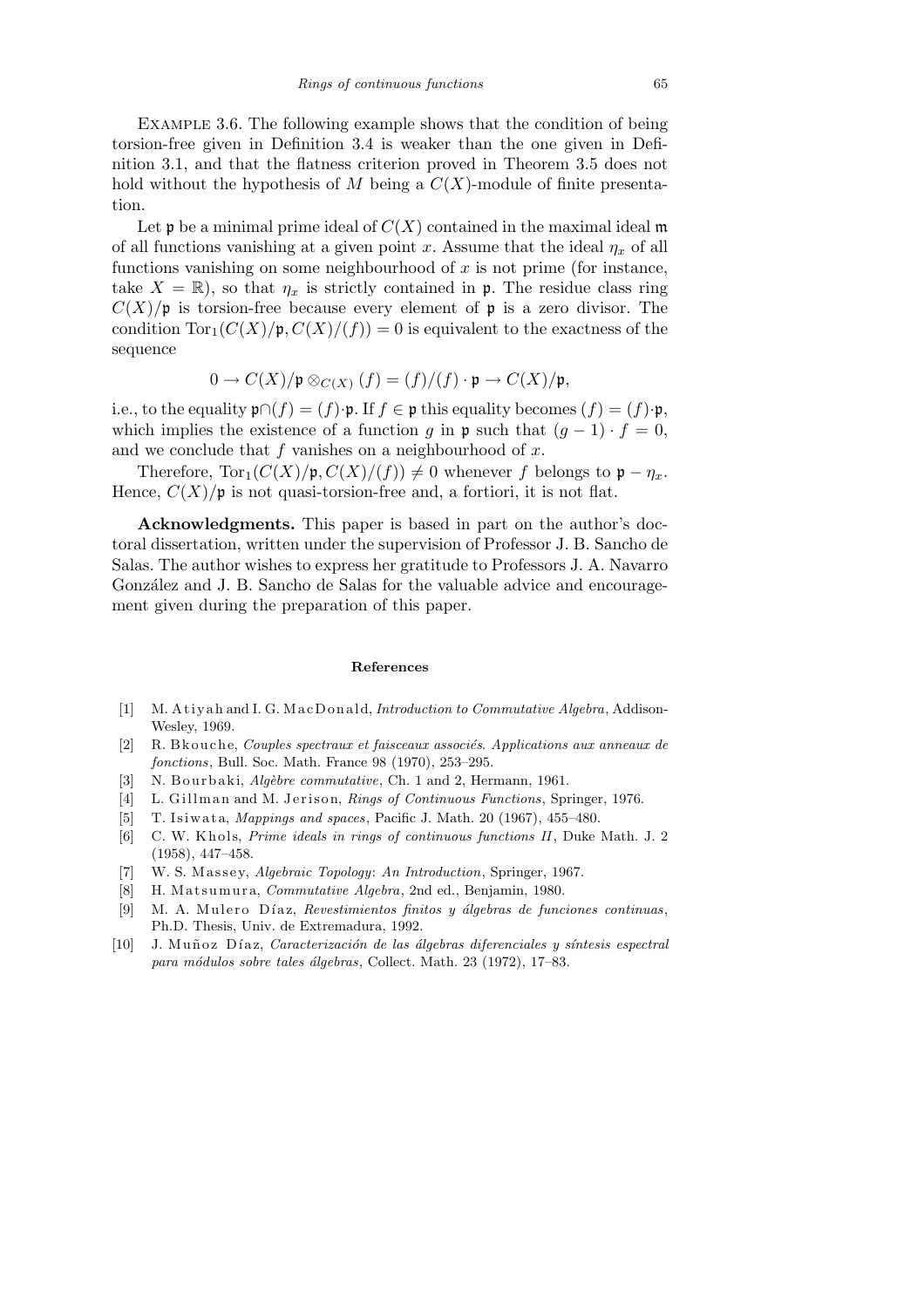EXAMPLE 3.6. The following example shows that the condition of being torsion-free given in Definition 3.4 is weaker than the one given in Definition 3.1, and that the flatness criterion proved in Theorem 3.5 does not hold without the hypothesis of $M$ being a $C(X)$-module of finite presentation.

Let $\mathfrak{p}$ be a minimal prime ideal of $C(X)$ contained in the maximal ideal $\mathfrak{m}$ of all functions vanishing at a given point $x$. Assume that the ideal $\eta_x$ of all functions vanishing on some neighbourhood of $x$ is not prime (for instance, take $X = \mathbb{R}$), so that $\eta_x$ is strictly contained in $\mathfrak{p}$. The residue class ring $C(X)/\mathfrak{p}$ is torsion-free because every element of $\mathfrak{p}$ is a zero divisor. The condition $\mathrm{Tor}_1(C(X)/\mathfrak{p}, C(X)/(f)) = 0$ is equivalent to the exactness of the sequence

$$0 \to C(X)/\mathfrak{p} \otimes_{C(X)} (f) = (f)/(f) \cdot \mathfrak{p} \to C(X)/\mathfrak{p},$$

i.e., to the equality $\mathfrak{p} \cap (f) = (f) \cdot \mathfrak{p}$. If $f \in \mathfrak{p}$ this equality becomes $(f) = (f) \cdot \mathfrak{p}$, which implies the existence of a function $g$ in $\mathfrak{p}$ such that $(g - 1) \cdot f = 0$, and we conclude that $f$ vanishes on a neighbourhood of $x$.

Therefore, $\mathrm{Tor}_1(C(X)/\mathfrak{p}, C(X)/(f)) \neq 0$ whenever $f$ belongs to $\mathfrak{p} - \eta_x$. Hence, $C(X)/\mathfrak{p}$ is not quasi-torsion-free and, a fortiori, it is not flat.

**Acknowledgments.** This paper is based in part on the author's doctoral dissertation, written under the supervision of Professor J. B. Sancho de Salas. The author wishes to express her gratitude to Professors J. A. Navarro González and J. B. Sancho de Salas for the valuable advice and encouragement given during the preparation of this paper.

## References

[1] M. Atiyah and I. G. MacDonald, *Introduction to Commutative Algebra*, Addison-Wesley, 1969.

[2] R. Bkouche, *Couples spectraux et faisceaux associés. Applications aux anneaux de fonctions*, Bull. Soc. Math. France 98 (1970), 253–295.

[3] N. Bourbaki, *Algèbre commutative*, Ch. 1 and 2, Hermann, 1961.

[4] L. Gillman and M. Jerison, *Rings of Continuous Functions*, Springer, 1976.

[5] T. Isiwata, *Mappings and spaces*, Pacific J. Math. 20 (1967), 455–480.

[6] C. W. Khols, *Prime ideals in rings of continuous functions II*, Duke Math. J. 2 (1958), 447–458.

[7] W. S. Massey, *Algebraic Topology: An Introduction*, Springer, 1967.

[8] H. Matsumura, *Commutative Algebra*, 2nd ed., Benjamin, 1980.

[9] M. A. Mulero Díaz, *Revestimientos finitos y álgebras de funciones continuas*, Ph.D. Thesis, Univ. de Extremadura, 1992.

[10] J. Muñoz Díaz, *Caracterización de las álgebras diferenciales y síntesis espectral para módulos sobre tales álgebras*, Collect. Math. 23 (1972), 17–83.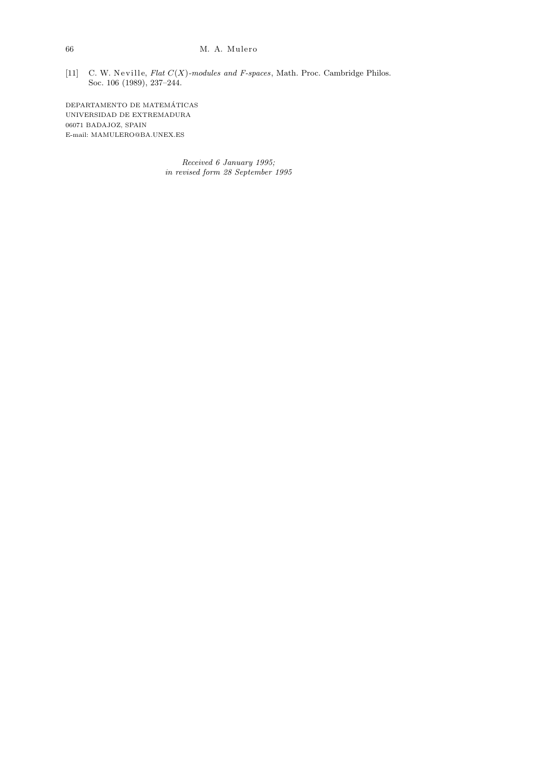[11] C. W. Neville, *Flat $C(X)$-modules and F-spaces*, Math. Proc. Cambridge Philos. Soc. 106 (1989), 237–244.

DEPARTAMENTO DE MATEMÁTICAS
UNIVERSIDAD DE EXTREMADURA
06071 BADAJOZ, SPAIN
E-mail: MAMULERO@BA.UNEX.ES

*Received 6 January 1995;*
*in revised form 28 September 1995*